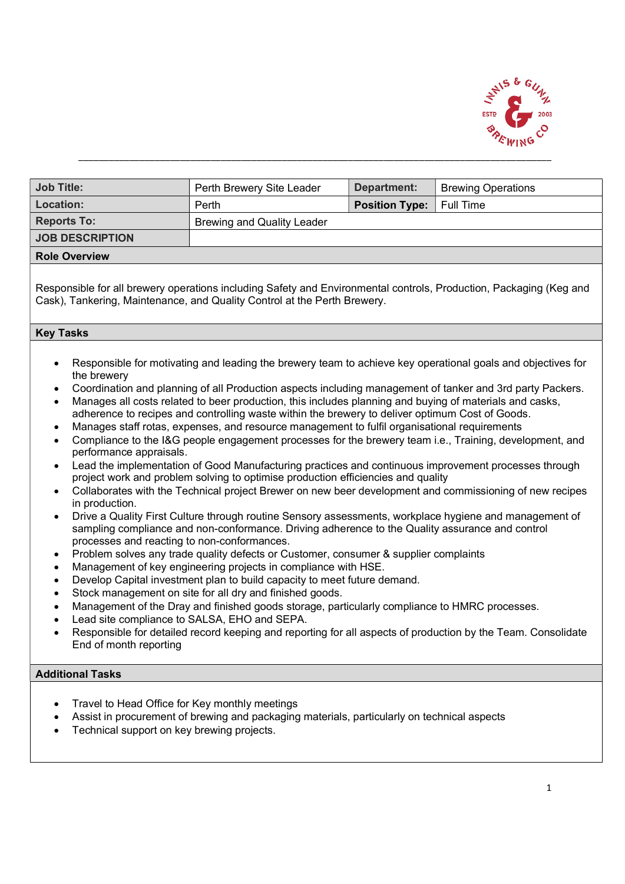| Job Title: | Perth Brewery Site Leader | Department: | Brewing Operations |
|---|---|---|---|
| Location: | Perth | Position Type: | Full Time |
| Reports To: | Brewing and Quality Leader | | |
| JOB DESCRIPTION | | | |

## Role Overview

Responsible for all brewery operations including Safety and Environmental controls, Production, Packaging (Keg and Cask), Tankering, Maintenance, and Quality Control at the Perth Brewery.

## Key Tasks

- Responsible for motivating and leading the brewery team to achieve key operational goals and objectives for the brewery
- Coordination and planning of all Production aspects including management of tanker and 3rd party Packers.
- Manages all costs related to beer production, this includes planning and buying of materials and casks, adherence to recipes and controlling waste within the brewery to deliver optimum Cost of Goods.
- Manages staff rotas, expenses, and resource management to fulfil organisational requirements
- Compliance to the I&G people engagement processes for the brewery team i.e., Training, development, and performance appraisals.
- Lead the implementation of Good Manufacturing practices and continuous improvement processes through project work and problem solving to optimise production efficiencies and quality
- Collaborates with the Technical project Brewer on new beer development and commissioning of new recipes in production.
- Drive a Quality First Culture through routine Sensory assessments, workplace hygiene and management of sampling compliance and non-conformance. Driving adherence to the Quality assurance and control processes and reacting to non-conformances.
- Problem solves any trade quality defects or Customer, consumer & supplier complaints
- Management of key engineering projects in compliance with HSE.
- Develop Capital investment plan to build capacity to meet future demand.
- Stock management on site for all dry and finished goods.
- Management of the Dray and finished goods storage, particularly compliance to HMRC processes.
- Lead site compliance to SALSA, EHO and SEPA.
- Responsible for detailed record keeping and reporting for all aspects of production by the Team. Consolidate End of month reporting

## Additional Tasks

- Travel to Head Office for Key monthly meetings
- Assist in procurement of brewing and packaging materials, particularly on technical aspects
- Technical support on key brewing projects.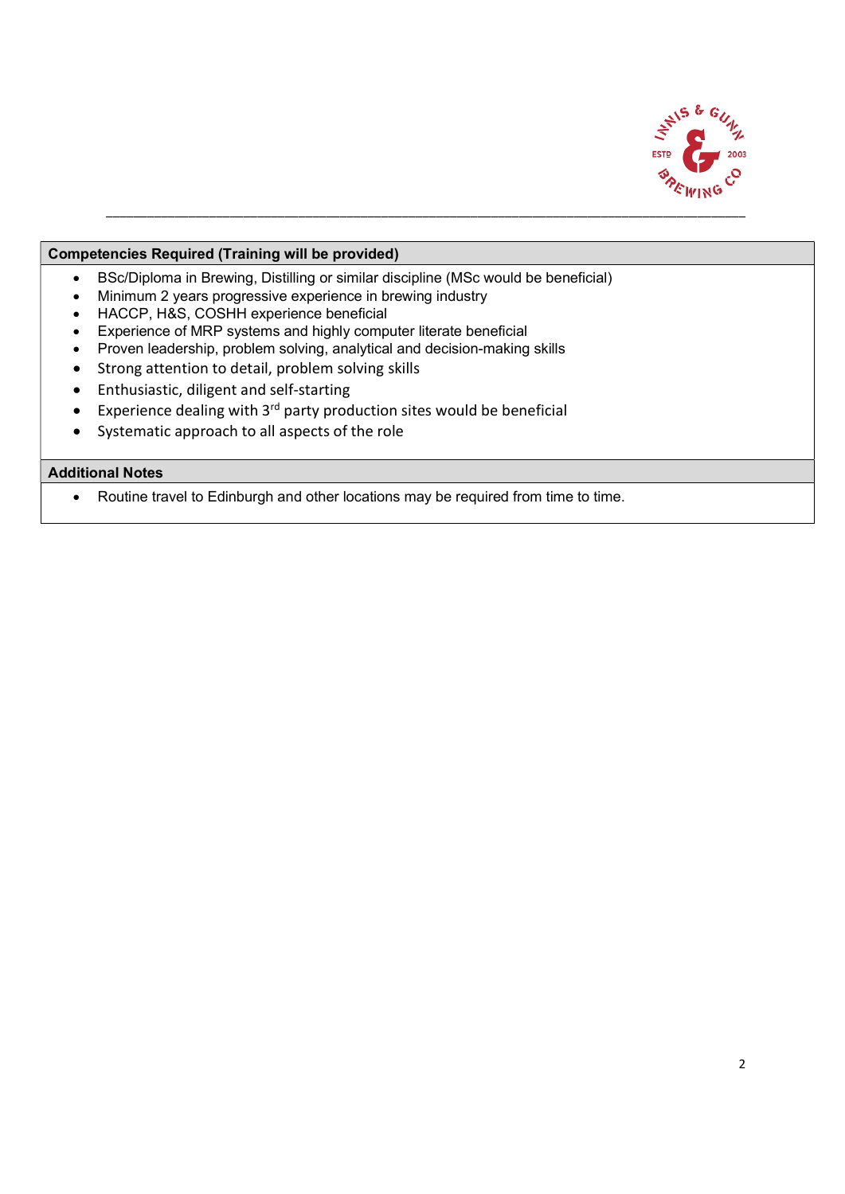## Competencies Required (Training will be provided)

- BSc/Diploma in Brewing, Distilling or similar discipline (MSc would be beneficial)
- Minimum 2 years progressive experience in brewing industry
- HACCP, H&S, COSHH experience beneficial
- Experience of MRP systems and highly computer literate beneficial
- Proven leadership, problem solving, analytical and decision-making skills
- Strong attention to detail, problem solving skills
- Enthusiastic, diligent and self-starting
- Experience dealing with 3rd party production sites would be beneficial
- Systematic approach to all aspects of the role

## Additional Notes

- Routine travel to Edinburgh and other locations may be required from time to time.